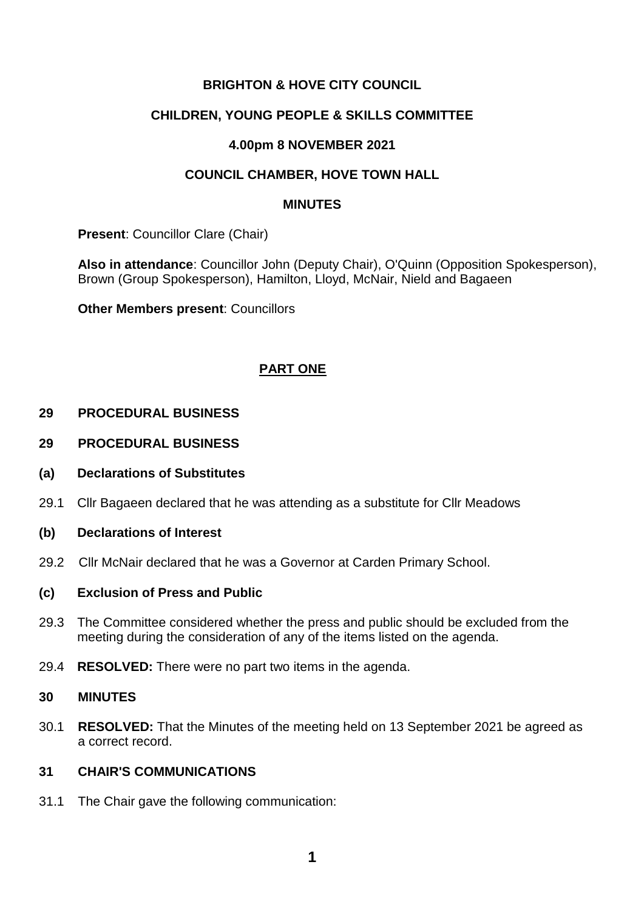**BRIGHTON & HOVE CITY COUNCIL**

**CHILDREN, YOUNG PEOPLE & SKILLS COMMITTEE**

**4.00pm 8 NOVEMBER 2021**

**COUNCIL CHAMBER, HOVE TOWN HALL**

**MINUTES**

**Present**: Councillor Clare (Chair)

**Also in attendance**: Councillor John (Deputy Chair), O'Quinn (Opposition Spokesperson), Brown (Group Spokesperson), Hamilton, Lloyd, McNair, Nield and Bagaeen

**Other Members present**: Councillors

**PART ONE**

**29 PROCEDURAL BUSINESS**

**29 PROCEDURAL BUSINESS**

**(a) Declarations of Substitutes**

29.1 Cllr Bagaeen declared that he was attending as a substitute for Cllr Meadows

**(b) Declarations of Interest**

29.2 Cllr McNair declared that he was a Governor at Carden Primary School.

**(c) Exclusion of Press and Public**

29.3 The Committee considered whether the press and public should be excluded from the meeting during the consideration of any of the items listed on the agenda.

29.4 **RESOLVED:** There were no part two items in the agenda.

**30 MINUTES**

30.1 **RESOLVED:** That the Minutes of the meeting held on 13 September 2021 be agreed as a correct record.

**31 CHAIR'S COMMUNICATIONS**

31.1 The Chair gave the following communication: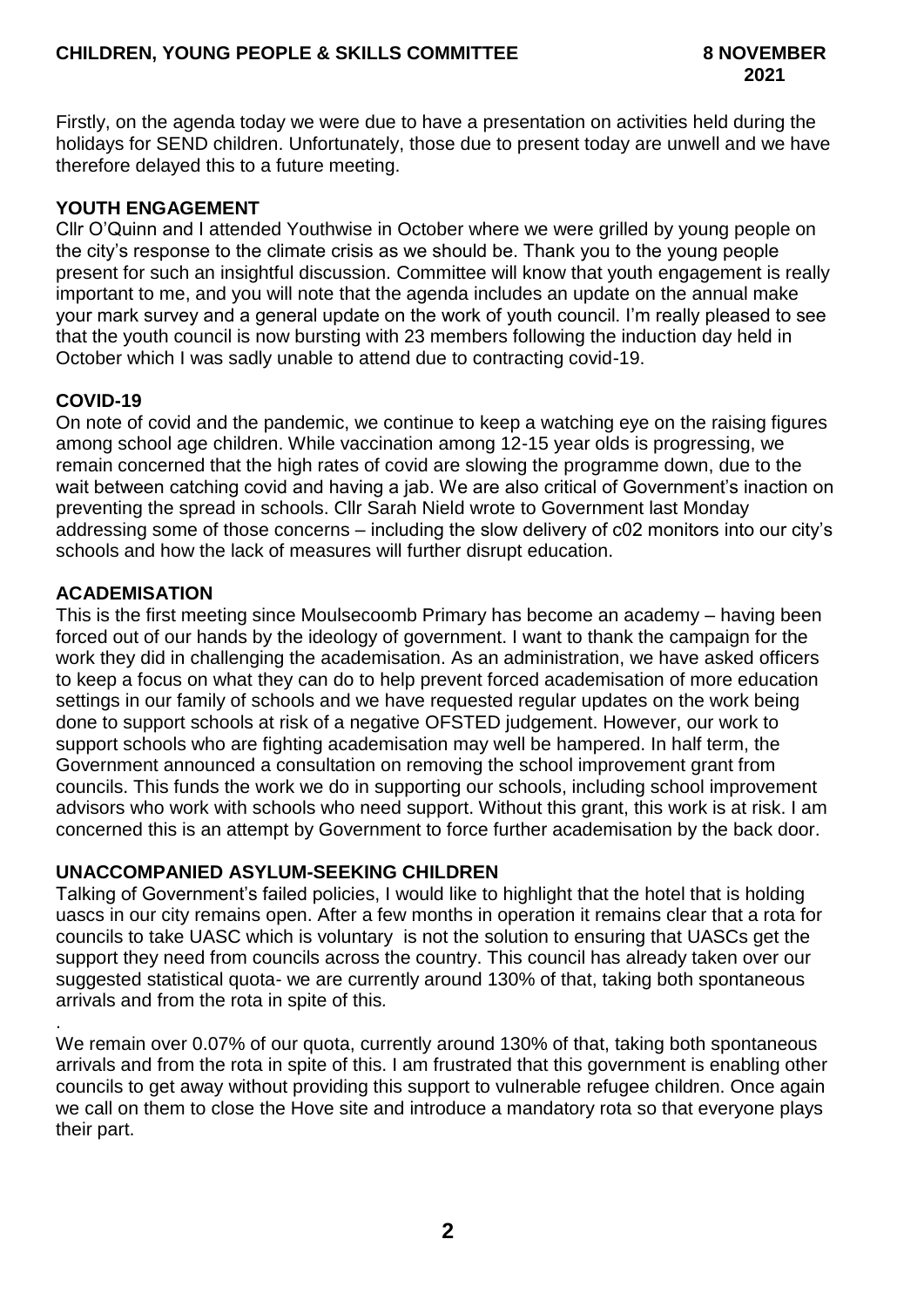Firstly, on the agenda today we were due to have a presentation on activities held during the holidays for SEND children. Unfortunately, those due to present today are unwell and we have therefore delayed this to a future meeting.

**YOUTH ENGAGEMENT**

Cllr O'Quinn and I attended Youthwise in October where we were grilled by young people on the city's response to the climate crisis as we should be. Thank you to the young people present for such an insightful discussion. Committee will know that youth engagement is really important to me, and you will note that the agenda includes an update on the annual make your mark survey and a general update on the work of youth council. I'm really pleased to see that the youth council is now bursting with 23 members following the induction day held in October which I was sadly unable to attend due to contracting covid-19.

**COVID-19**

On note of covid and the pandemic, we continue to keep a watching eye on the raising figures among school age children. While vaccination among 12-15 year olds is progressing, we remain concerned that the high rates of covid are slowing the programme down, due to the wait between catching covid and having a jab. We are also critical of Government's inaction on preventing the spread in schools. Cllr Sarah Nield wrote to Government last Monday addressing some of those concerns – including the slow delivery of c02 monitors into our city's schools and how the lack of measures will further disrupt education.

**ACADEMISATION**

This is the first meeting since Moulsecoomb Primary has become an academy – having been forced out of our hands by the ideology of government. I want to thank the campaign for the work they did in challenging the academisation. As an administration, we have asked officers to keep a focus on what they can do to help prevent forced academisation of more education settings in our family of schools and we have requested regular updates on the work being done to support schools at risk of a negative OFSTED judgement. However, our work to support schools who are fighting academisation may well be hampered. In half term, the Government announced a consultation on removing the school improvement grant from councils. This funds the work we do in supporting our schools, including school improvement advisors who work with schools who need support. Without this grant, this work is at risk. I am concerned this is an attempt by Government to force further academisation by the back door.

**UNACCOMPANIED ASYLUM-SEEKING CHILDREN**

Talking of Government's failed policies, I would like to highlight that the hotel that is holding uascs in our city remains open. After a few months in operation it remains clear that a rota for councils to take UASC which is voluntary is not the solution to ensuring that UASCs get the support they need from councils across the country. This council has already taken over our suggested statistical quota- we are currently around 130% of that, taking both spontaneous arrivals and from the rota in spite of this.

.

We remain over 0.07% of our quota, currently around 130% of that, taking both spontaneous arrivals and from the rota in spite of this. I am frustrated that this government is enabling other councils to get away without providing this support to vulnerable refugee children. Once again we call on them to close the Hove site and introduce a mandatory rota so that everyone plays their part.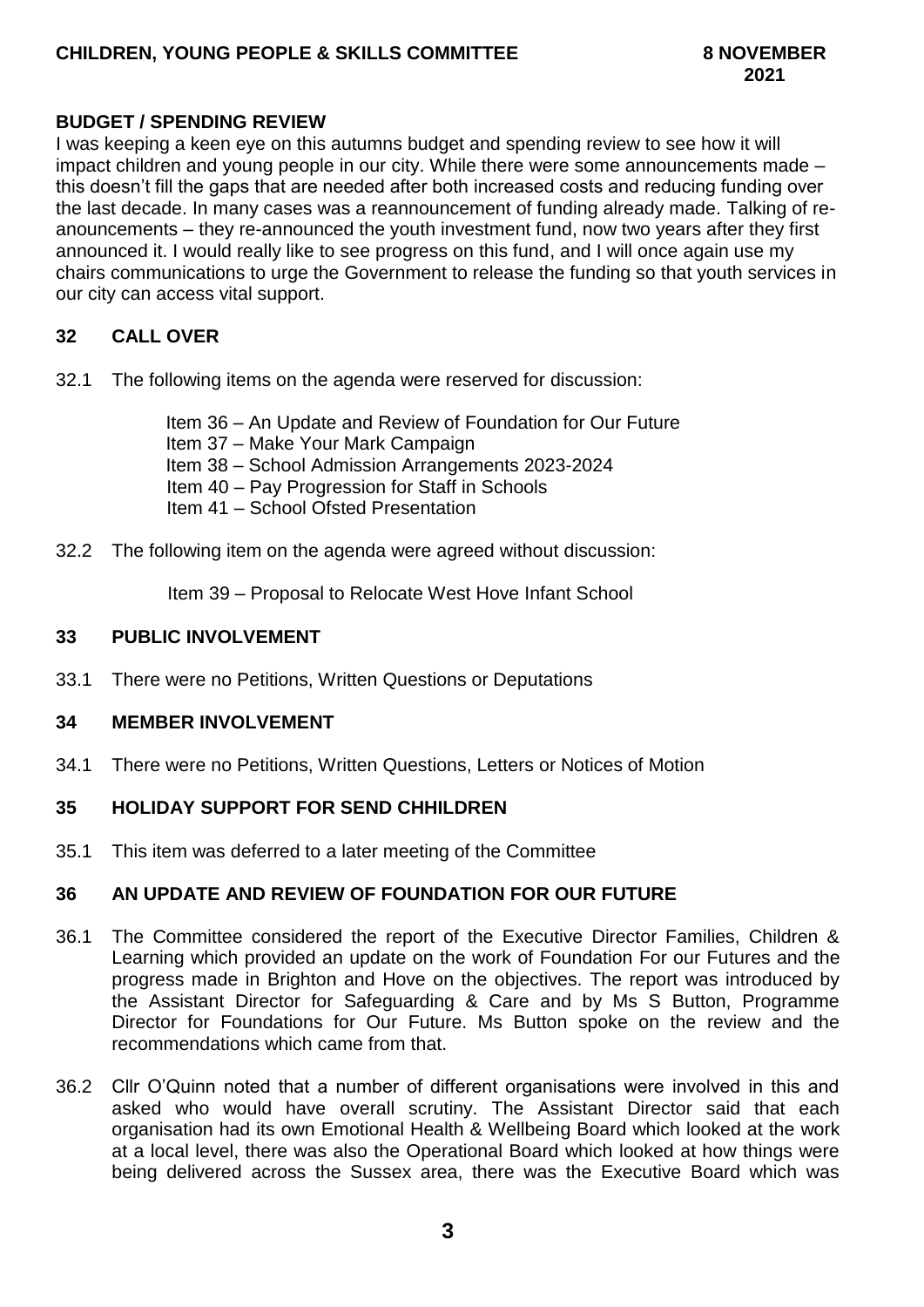**BUDGET / SPENDING REVIEW**

I was keeping a keen eye on this autumns budget and spending review to see how it will impact children and young people in our city. While there were some announcements made – this doesn't fill the gaps that are needed after both increased costs and reducing funding over the last decade. In many cases was a reannouncement of funding already made. Talking of re-anouncements – they re-announced the youth investment fund, now two years after they first announced it. I would really like to see progress on this fund, and I will once again use my chairs communications to urge the Government to release the funding so that youth services in our city can access vital support.

## 32 CALL OVER

32.1 The following items on the agenda were reserved for discussion:

Item 36 – An Update and Review of Foundation for Our Future
Item 37 – Make Your Mark Campaign
Item 38 – School Admission Arrangements 2023-2024
Item 40 – Pay Progression for Staff in Schools
Item 41 – School Ofsted Presentation

32.2 The following item on the agenda were agreed without discussion:

Item 39 – Proposal to Relocate West Hove Infant School

## 33 PUBLIC INVOLVEMENT

33.1 There were no Petitions, Written Questions or Deputations

## 34 MEMBER INVOLVEMENT

34.1 There were no Petitions, Written Questions, Letters or Notices of Motion

## 35 HOLIDAY SUPPORT FOR SEND CHHILDREN

35.1 This item was deferred to a later meeting of the Committee

## 36 AN UPDATE AND REVIEW OF FOUNDATION FOR OUR FUTURE

36.1 The Committee considered the report of the Executive Director Families, Children & Learning which provided an update on the work of Foundation For our Futures and the progress made in Brighton and Hove on the objectives. The report was introduced by the Assistant Director for Safeguarding & Care and by Ms S Button, Programme Director for Foundations for Our Future. Ms Button spoke on the review and the recommendations which came from that.

36.2 Cllr O'Quinn noted that a number of different organisations were involved in this and asked who would have overall scrutiny. The Assistant Director said that each organisation had its own Emotional Health & Wellbeing Board which looked at the work at a local level, there was also the Operational Board which looked at how things were being delivered across the Sussex area, there was the Executive Board which was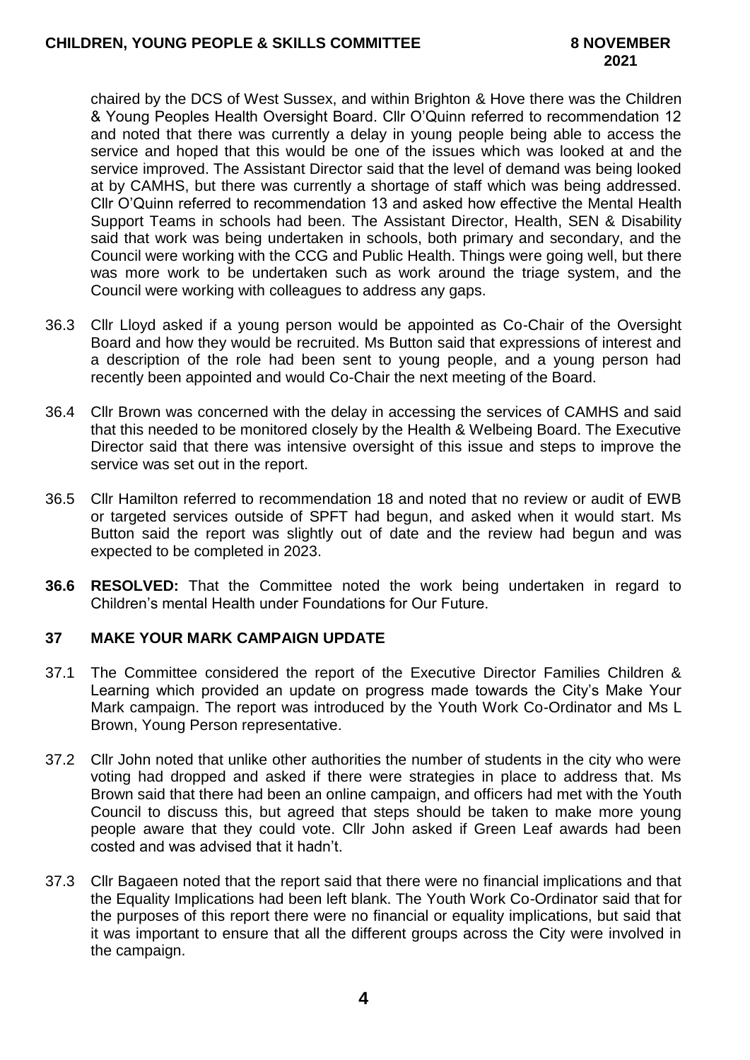chaired by the DCS of West Sussex, and within Brighton & Hove there was the Children & Young Peoples Health Oversight Board. Cllr O'Quinn referred to recommendation 12 and noted that there was currently a delay in young people being able to access the service and hoped that this would be one of the issues which was looked at and the service improved. The Assistant Director said that the level of demand was being looked at by CAMHS, but there was currently a shortage of staff which was being addressed. Cllr O'Quinn referred to recommendation 13 and asked how effective the Mental Health Support Teams in schools had been. The Assistant Director, Health, SEN & Disability said that work was being undertaken in schools, both primary and secondary, and the Council were working with the CCG and Public Health. Things were going well, but there was more work to be undertaken such as work around the triage system, and the Council were working with colleagues to address any gaps.

36.3 Cllr Lloyd asked if a young person would be appointed as Co-Chair of the Oversight Board and how they would be recruited. Ms Button said that expressions of interest and a description of the role had been sent to young people, and a young person had recently been appointed and would Co-Chair the next meeting of the Board.

36.4 Cllr Brown was concerned with the delay in accessing the services of CAMHS and said that this needed to be monitored closely by the Health & Welbeing Board. The Executive Director said that there was intensive oversight of this issue and steps to improve the service was set out in the report.

36.5 Cllr Hamilton referred to recommendation 18 and noted that no review or audit of EWB or targeted services outside of SPFT had begun, and asked when it would start. Ms Button said the report was slightly out of date and the review had begun and was expected to be completed in 2023.

**36.6 RESOLVED:** That the Committee noted the work being undertaken in regard to Children's mental Health under Foundations for Our Future.

## 37 MAKE YOUR MARK CAMPAIGN UPDATE

37.1 The Committee considered the report of the Executive Director Families Children & Learning which provided an update on progress made towards the City's Make Your Mark campaign. The report was introduced by the Youth Work Co-Ordinator and Ms L Brown, Young Person representative.

37.2 Cllr John noted that unlike other authorities the number of students in the city who were voting had dropped and asked if there were strategies in place to address that. Ms Brown said that there had been an online campaign, and officers had met with the Youth Council to discuss this, but agreed that steps should be taken to make more young people aware that they could vote. Cllr John asked if Green Leaf awards had been costed and was advised that it hadn't.

37.3 Cllr Bagaeen noted that the report said that there were no financial implications and that the Equality Implications had been left blank. The Youth Work Co-Ordinator said that for the purposes of this report there were no financial or equality implications, but said that it was important to ensure that all the different groups across the City were involved in the campaign.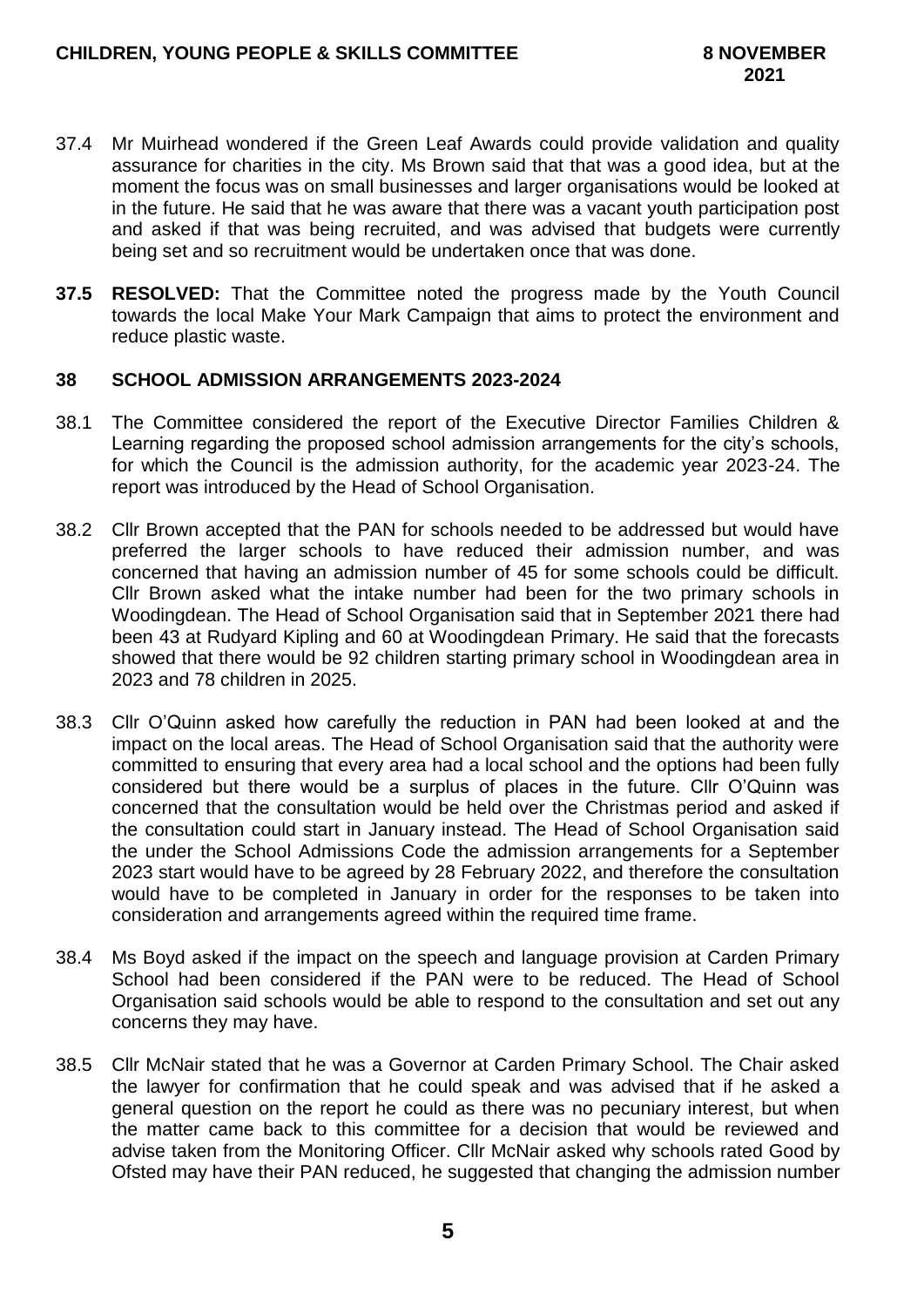37.4 Mr Muirhead wondered if the Green Leaf Awards could provide validation and quality assurance for charities in the city. Ms Brown said that that was a good idea, but at the moment the focus was on small businesses and larger organisations would be looked at in the future. He said that he was aware that there was a vacant youth participation post and asked if that was being recruited, and was advised that budgets were currently being set and so recruitment would be undertaken once that was done.

**37.5 RESOLVED:** That the Committee noted the progress made by the Youth Council towards the local Make Your Mark Campaign that aims to protect the environment and reduce plastic waste.

## 38 SCHOOL ADMISSION ARRANGEMENTS 2023-2024

38.1 The Committee considered the report of the Executive Director Families Children & Learning regarding the proposed school admission arrangements for the city's schools, for which the Council is the admission authority, for the academic year 2023-24. The report was introduced by the Head of School Organisation.

38.2 Cllr Brown accepted that the PAN for schools needed to be addressed but would have preferred the larger schools to have reduced their admission number, and was concerned that having an admission number of 45 for some schools could be difficult. Cllr Brown asked what the intake number had been for the two primary schools in Woodingdean. The Head of School Organisation said that in September 2021 there had been 43 at Rudyard Kipling and 60 at Woodingdean Primary. He said that the forecasts showed that there would be 92 children starting primary school in Woodingdean area in 2023 and 78 children in 2025.

38.3 Cllr O'Quinn asked how carefully the reduction in PAN had been looked at and the impact on the local areas. The Head of School Organisation said that the authority were committed to ensuring that every area had a local school and the options had been fully considered but there would be a surplus of places in the future. Cllr O'Quinn was concerned that the consultation would be held over the Christmas period and asked if the consultation could start in January instead. The Head of School Organisation said the under the School Admissions Code the admission arrangements for a September 2023 start would have to be agreed by 28 February 2022, and therefore the consultation would have to be completed in January in order for the responses to be taken into consideration and arrangements agreed within the required time frame.

38.4 Ms Boyd asked if the impact on the speech and language provision at Carden Primary School had been considered if the PAN were to be reduced. The Head of School Organisation said schools would be able to respond to the consultation and set out any concerns they may have.

38.5 Cllr McNair stated that he was a Governor at Carden Primary School. The Chair asked the lawyer for confirmation that he could speak and was advised that if he asked a general question on the report he could as there was no pecuniary interest, but when the matter came back to this committee for a decision that would be reviewed and advise taken from the Monitoring Officer. Cllr McNair asked why schools rated Good by Ofsted may have their PAN reduced, he suggested that changing the admission number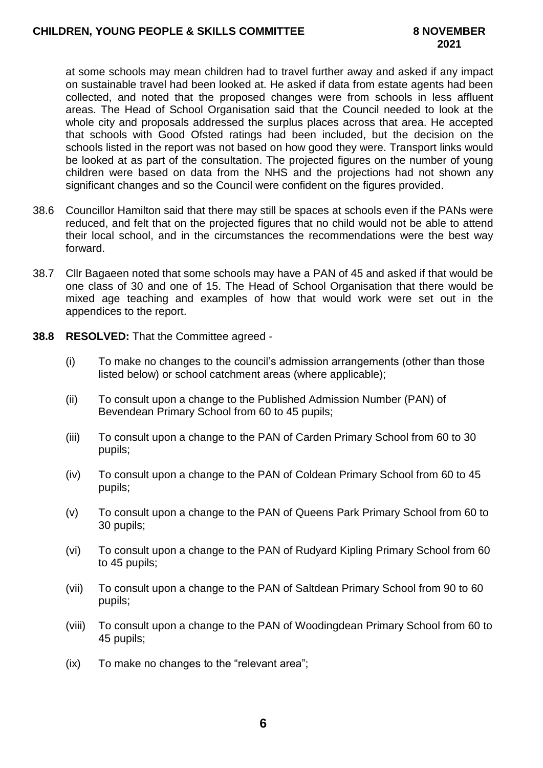at some schools may mean children had to travel further away and asked if any impact on sustainable travel had been looked at. He asked if data from estate agents had been collected, and noted that the proposed changes were from schools in less affluent areas. The Head of School Organisation said that the Council needed to look at the whole city and proposals addressed the surplus places across that area. He accepted that schools with Good Ofsted ratings had been included, but the decision on the schools listed in the report was not based on how good they were. Transport links would be looked at as part of the consultation. The projected figures on the number of young children were based on data from the NHS and the projections had not shown any significant changes and so the Council were confident on the figures provided.

38.6 Councillor Hamilton said that there may still be spaces at schools even if the PANs were reduced, and felt that on the projected figures that no child would not be able to attend their local school, and in the circumstances the recommendations were the best way forward.

38.7 Cllr Bagaeen noted that some schools may have a PAN of 45 and asked if that would be one class of 30 and one of 15. The Head of School Organisation that there would be mixed age teaching and examples of how that would work were set out in the appendices to the report.

**38.8 RESOLVED:** That the Committee agreed -

(i) To make no changes to the council's admission arrangements (other than those listed below) or school catchment areas (where applicable);

(ii) To consult upon a change to the Published Admission Number (PAN) of Bevendean Primary School from 60 to 45 pupils;

(iii) To consult upon a change to the PAN of Carden Primary School from 60 to 30 pupils;

(iv) To consult upon a change to the PAN of Coldean Primary School from 60 to 45 pupils;

(v) To consult upon a change to the PAN of Queens Park Primary School from 60 to 30 pupils;

(vi) To consult upon a change to the PAN of Rudyard Kipling Primary School from 60 to 45 pupils;

(vii) To consult upon a change to the PAN of Saltdean Primary School from 90 to 60 pupils;

(viii) To consult upon a change to the PAN of Woodingdean Primary School from 60 to 45 pupils;

(ix) To make no changes to the "relevant area";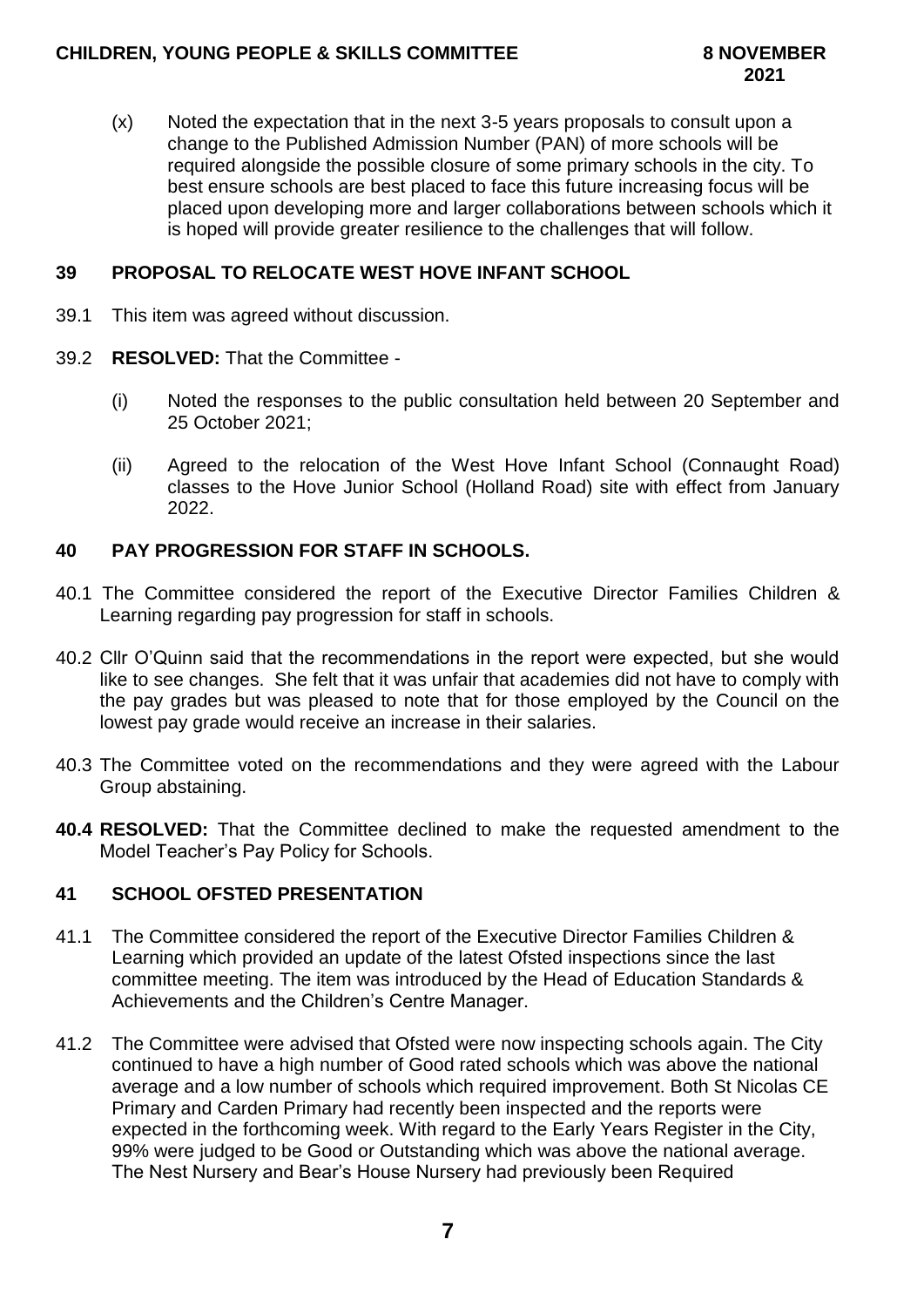(x) Noted the expectation that in the next 3-5 years proposals to consult upon a change to the Published Admission Number (PAN) of more schools will be required alongside the possible closure of some primary schools in the city. To best ensure schools are best placed to face this future increasing focus will be placed upon developing more and larger collaborations between schools which it is hoped will provide greater resilience to the challenges that will follow.

## 39 PROPOSAL TO RELOCATE WEST HOVE INFANT SCHOOL

39.1 This item was agreed without discussion.

39.2 **RESOLVED:** That the Committee -

(i) Noted the responses to the public consultation held between 20 September and 25 October 2021;

(ii) Agreed to the relocation of the West Hove Infant School (Connaught Road) classes to the Hove Junior School (Holland Road) site with effect from January 2022.

## 40 PAY PROGRESSION FOR STAFF IN SCHOOLS.

40.1 The Committee considered the report of the Executive Director Families Children & Learning regarding pay progression for staff in schools.

40.2 Cllr O'Quinn said that the recommendations in the report were expected, but she would like to see changes. She felt that it was unfair that academies did not have to comply with the pay grades but was pleased to note that for those employed by the Council on the lowest pay grade would receive an increase in their salaries.

40.3 The Committee voted on the recommendations and they were agreed with the Labour Group abstaining.

**40.4 RESOLVED:** That the Committee declined to make the requested amendment to the Model Teacher's Pay Policy for Schools.

## 41 SCHOOL OFSTED PRESENTATION

41.1 The Committee considered the report of the Executive Director Families Children & Learning which provided an update of the latest Ofsted inspections since the last committee meeting. The item was introduced by the Head of Education Standards & Achievements and the Children's Centre Manager.

41.2 The Committee were advised that Ofsted were now inspecting schools again. The City continued to have a high number of Good rated schools which was above the national average and a low number of schools which required improvement. Both St Nicolas CE Primary and Carden Primary had recently been inspected and the reports were expected in the forthcoming week. With regard to the Early Years Register in the City, 99% were judged to be Good or Outstanding which was above the national average. The Nest Nursery and Bear's House Nursery had previously been Required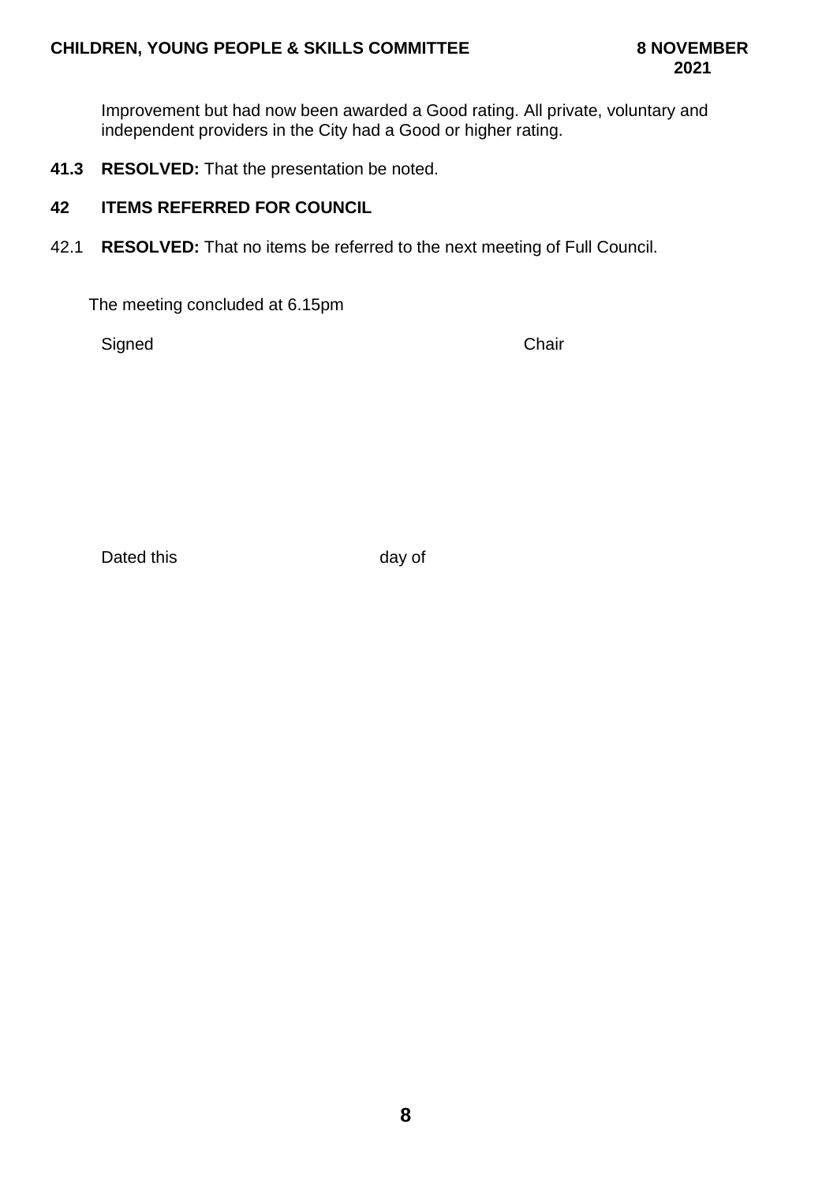Improvement but had now been awarded a Good rating. All private, voluntary and independent providers in the City had a Good or higher rating.

**41.3 RESOLVED:** That the presentation be noted.

## 42 ITEMS REFERRED FOR COUNCIL

42.1 **RESOLVED:** That no items be referred to the next meeting of Full Council.

The meeting concluded at 6.15pm

Signed Chair

Dated this day of